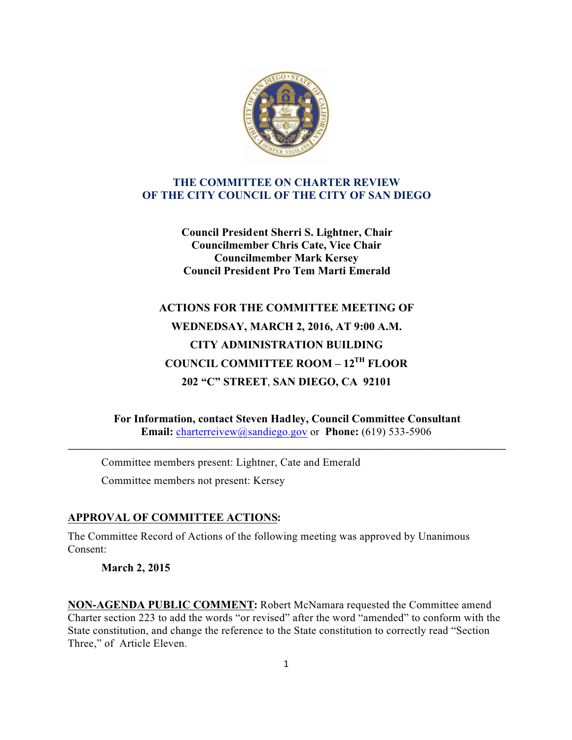# THE COMMITTEE ON CHARTER REVIEW
# OF THE CITY COUNCIL OF THE CITY OF SAN DIEGO

**Council President Sherri S. Lightner, Chair**
**Councilmember Chris Cate, Vice Chair**
**Councilmember Mark Kersey**
**Council President Pro Tem Marti Emerald**

**ACTIONS FOR THE COMMITTEE MEETING OF**
**WEDNEDSAY, MARCH 2, 2016, AT 9:00 A.M.**
**CITY ADMINISTRATION BUILDING**
**COUNCIL COMMITTEE ROOM – 12TH FLOOR**
**202 "C" STREET, SAN DIEGO, CA 92101**

**For Information, contact Steven Hadley, Council Committee Consultant**
**Email:** charterreivew@sandiego.gov or **Phone:** (619) 533-5906

---

Committee members present: Lightner, Cate and Emerald

Committee members not present: Kersey

**APPROVAL OF COMMITTEE ACTIONS:**

The Committee Record of Actions of the following meeting was approved by Unanimous Consent:

**March 2, 2015**

**NON-AGENDA PUBLIC COMMENT:** Robert McNamara requested the Committee amend Charter section 223 to add the words "or revised" after the word "amended" to conform with the State constitution, and change the reference to the State constitution to correctly read "Section Three," of Article Eleven.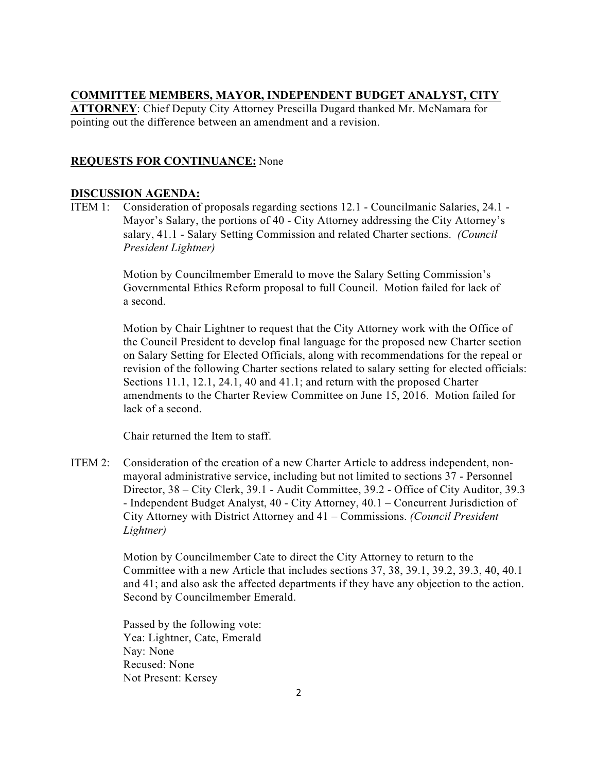**COMMITTEE MEMBERS, MAYOR, INDEPENDENT BUDGET ANALYST, CITY ATTORNEY**: Chief Deputy City Attorney Prescilla Dugard thanked Mr. McNamara for pointing out the difference between an amendment and a revision.

**REQUESTS FOR CONTINUANCE:** None

**DISCUSSION AGENDA:**

ITEM 1: Consideration of proposals regarding sections 12.1 - Councilmanic Salaries, 24.1 - Mayor's Salary, the portions of 40 - City Attorney addressing the City Attorney's salary, 41.1 - Salary Setting Commission and related Charter sections. *(Council President Lightner)*

Motion by Councilmember Emerald to move the Salary Setting Commission's Governmental Ethics Reform proposal to full Council. Motion failed for lack of a second.

Motion by Chair Lightner to request that the City Attorney work with the Office of the Council President to develop final language for the proposed new Charter section on Salary Setting for Elected Officials, along with recommendations for the repeal or revision of the following Charter sections related to salary setting for elected officials: Sections 11.1, 12.1, 24.1, 40 and 41.1; and return with the proposed Charter amendments to the Charter Review Committee on June 15, 2016. Motion failed for lack of a second.

Chair returned the Item to staff.

ITEM 2: Consideration of the creation of a new Charter Article to address independent, non-mayoral administrative service, including but not limited to sections 37 - Personnel Director, 38 – City Clerk, 39.1 - Audit Committee, 39.2 - Office of City Auditor, 39.3 - Independent Budget Analyst, 40 - City Attorney, 40.1 – Concurrent Jurisdiction of City Attorney with District Attorney and 41 – Commissions. *(Council President Lightner)*

Motion by Councilmember Cate to direct the City Attorney to return to the Committee with a new Article that includes sections 37, 38, 39.1, 39.2, 39.3, 40, 40.1 and 41; and also ask the affected departments if they have any objection to the action. Second by Councilmember Emerald.

Passed by the following vote:
Yea: Lightner, Cate, Emerald
Nay: None
Recused: None
Not Present: Kersey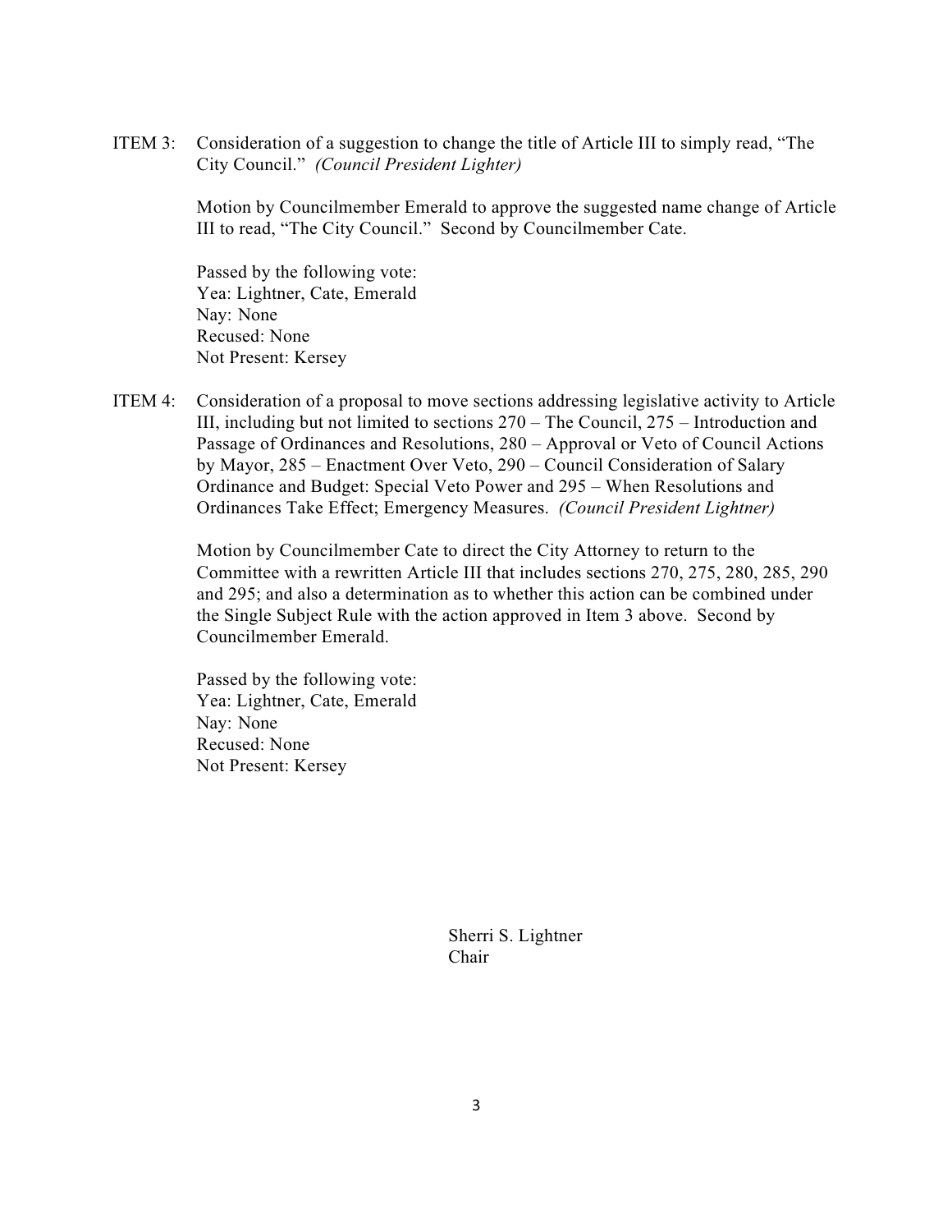ITEM 3: Consideration of a suggestion to change the title of Article III to simply read, "The City Council." *(Council President Lighter)*

Motion by Councilmember Emerald to approve the suggested name change of Article III to read, "The City Council." Second by Councilmember Cate.

Passed by the following vote:
Yea: Lightner, Cate, Emerald
Nay: None
Recused: None
Not Present: Kersey

ITEM 4: Consideration of a proposal to move sections addressing legislative activity to Article III, including but not limited to sections 270 – The Council, 275 – Introduction and Passage of Ordinances and Resolutions, 280 – Approval or Veto of Council Actions by Mayor, 285 – Enactment Over Veto, 290 – Council Consideration of Salary Ordinance and Budget: Special Veto Power and 295 – When Resolutions and Ordinances Take Effect; Emergency Measures. *(Council President Lightner)*

Motion by Councilmember Cate to direct the City Attorney to return to the Committee with a rewritten Article III that includes sections 270, 275, 280, 285, 290 and 295; and also a determination as to whether this action can be combined under the Single Subject Rule with the action approved in Item 3 above. Second by Councilmember Emerald.

Passed by the following vote:
Yea: Lightner, Cate, Emerald
Nay: None
Recused: None
Not Present: Kersey

Sherri S. Lightner
Chair